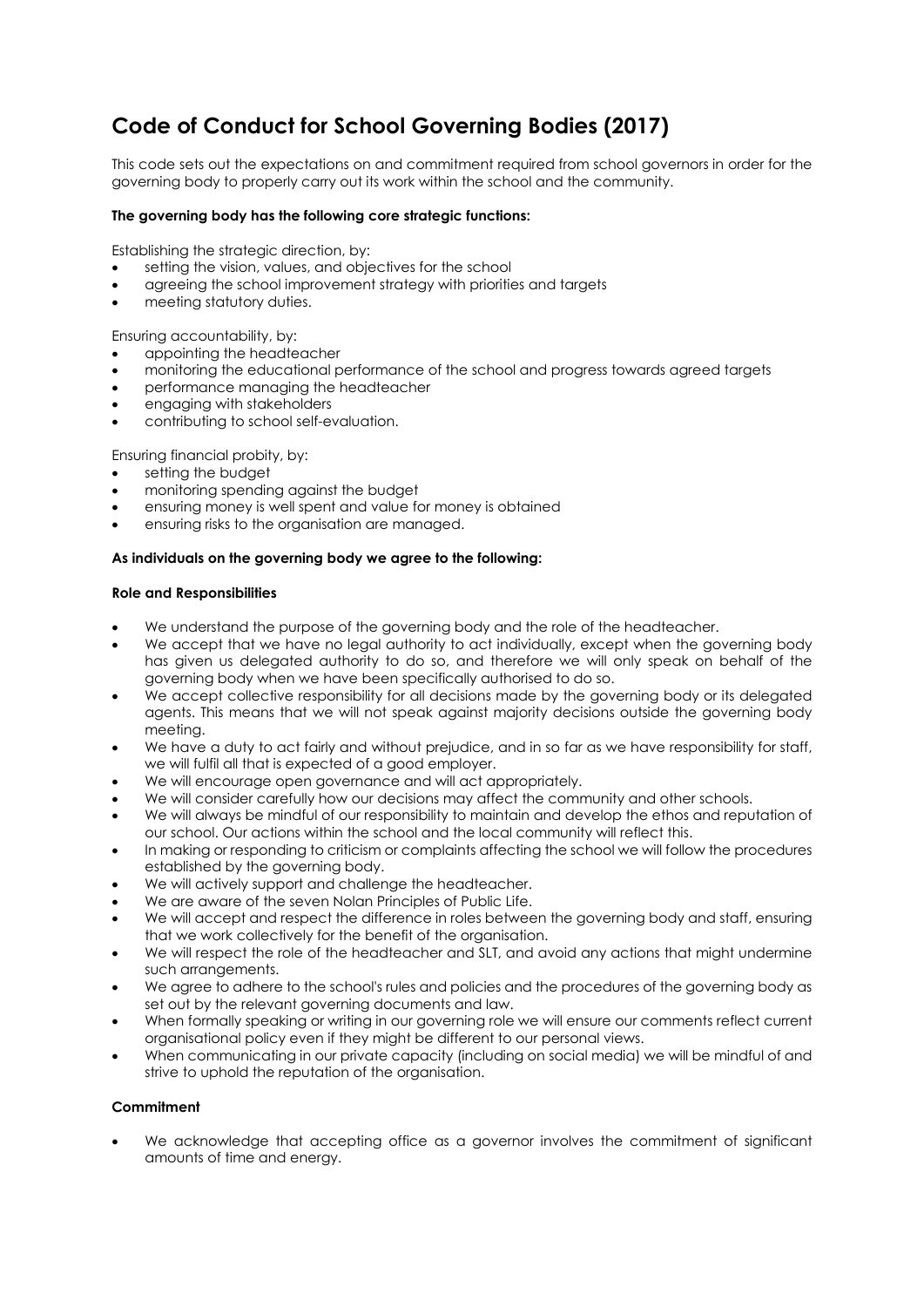# Code of Conduct for School Governing Bodies (2017)

This code sets out the expectations on and commitment required from school governors in order for the governing body to properly carry out its work within the school and the community.

**The governing body has the following core strategic functions:**

Establishing the strategic direction, by:

- setting the vision, values, and objectives for the school
- agreeing the school improvement strategy with priorities and targets
- meeting statutory duties.

Ensuring accountability, by:

- appointing the headteacher
- monitoring the educational performance of the school and progress towards agreed targets
- performance managing the headteacher
- engaging with stakeholders
- contributing to school self-evaluation.

Ensuring financial probity, by:

- setting the budget
- monitoring spending against the budget
- ensuring money is well spent and value for money is obtained
- ensuring risks to the organisation are managed.

**As individuals on the governing body we agree to the following:**

**Role and Responsibilities**

- We understand the purpose of the governing body and the role of the headteacher.
- We accept that we have no legal authority to act individually, except when the governing body has given us delegated authority to do so, and therefore we will only speak on behalf of the governing body when we have been specifically authorised to do so.
- We accept collective responsibility for all decisions made by the governing body or its delegated agents. This means that we will not speak against majority decisions outside the governing body meeting.
- We have a duty to act fairly and without prejudice, and in so far as we have responsibility for staff, we will fulfil all that is expected of a good employer.
- We will encourage open governance and will act appropriately.
- We will consider carefully how our decisions may affect the community and other schools.
- We will always be mindful of our responsibility to maintain and develop the ethos and reputation of our school. Our actions within the school and the local community will reflect this.
- In making or responding to criticism or complaints affecting the school we will follow the procedures established by the governing body.
- We will actively support and challenge the headteacher.
- We are aware of the seven Nolan Principles of Public Life.
- We will accept and respect the difference in roles between the governing body and staff, ensuring that we work collectively for the benefit of the organisation.
- We will respect the role of the headteacher and SLT, and avoid any actions that might undermine such arrangements.
- We agree to adhere to the school's rules and policies and the procedures of the governing body as set out by the relevant governing documents and law.
- When formally speaking or writing in our governing role we will ensure our comments reflect current organisational policy even if they might be different to our personal views.
- When communicating in our private capacity (including on social media) we will be mindful of and strive to uphold the reputation of the organisation.

**Commitment**

- We acknowledge that accepting office as a governor involves the commitment of significant amounts of time and energy.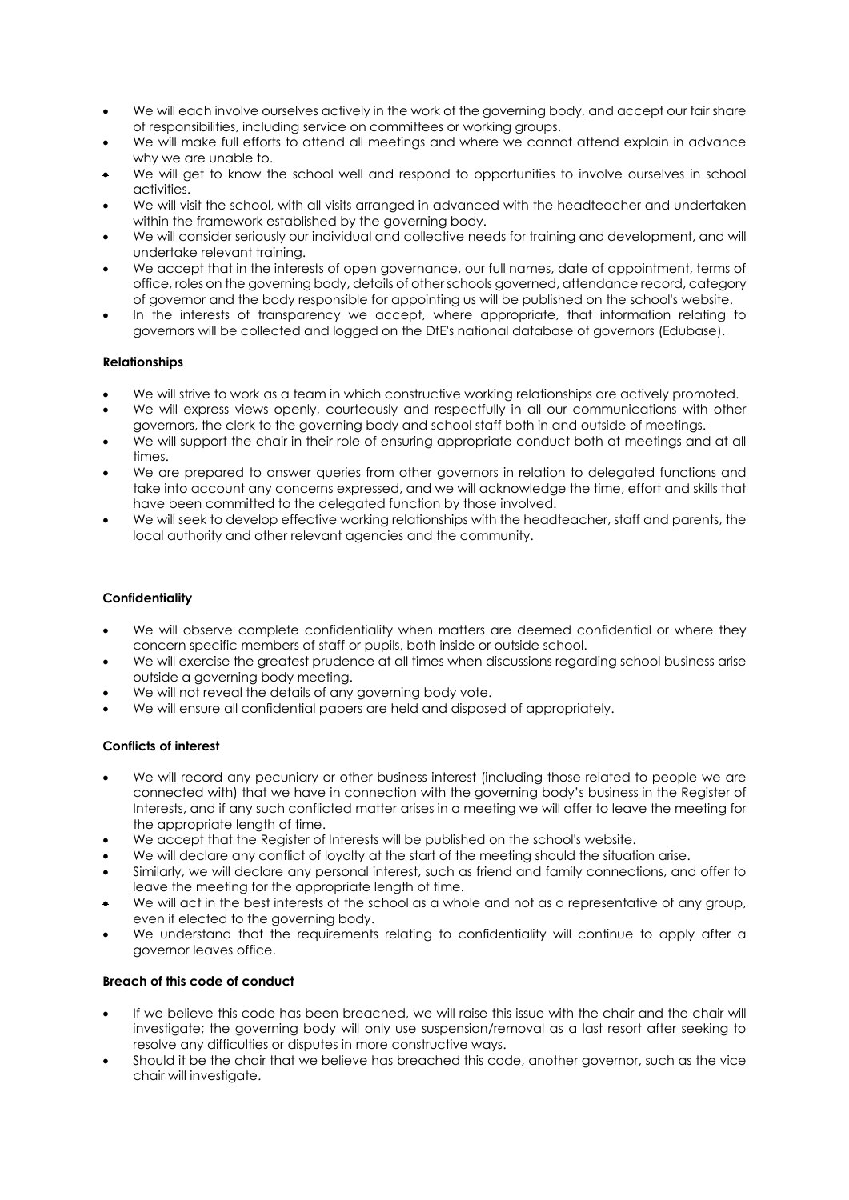- We will each involve ourselves actively in the work of the governing body, and accept our fair share of responsibilities, including service on committees or working groups.
- We will make full efforts to attend all meetings and where we cannot attend explain in advance why we are unable to.
- We will get to know the school well and respond to opportunities to involve ourselves in school activities.
- We will visit the school, with all visits arranged in advanced with the headteacher and undertaken within the framework established by the governing body.
- We will consider seriously our individual and collective needs for training and development, and will undertake relevant training.
- We accept that in the interests of open governance, our full names, date of appointment, terms of office, roles on the governing body, details of other schools governed, attendance record, category of governor and the body responsible for appointing us will be published on the school's website.
- In the interests of transparency we accept, where appropriate, that information relating to governors will be collected and logged on the DfE's national database of governors (Edubase).

**Relationships**

- We will strive to work as a team in which constructive working relationships are actively promoted.
- We will express views openly, courteously and respectfully in all our communications with other governors, the clerk to the governing body and school staff both in and outside of meetings.
- We will support the chair in their role of ensuring appropriate conduct both at meetings and at all times.
- We are prepared to answer queries from other governors in relation to delegated functions and take into account any concerns expressed, and we will acknowledge the time, effort and skills that have been committed to the delegated function by those involved.
- We will seek to develop effective working relationships with the headteacher, staff and parents, the local authority and other relevant agencies and the community.

**Confidentiality**

- We will observe complete confidentiality when matters are deemed confidential or where they concern specific members of staff or pupils, both inside or outside school.
- We will exercise the greatest prudence at all times when discussions regarding school business arise outside a governing body meeting.
- We will not reveal the details of any governing body vote.
- We will ensure all confidential papers are held and disposed of appropriately.

**Conflicts of interest**

- We will record any pecuniary or other business interest (including those related to people we are connected with) that we have in connection with the governing body's business in the Register of Interests, and if any such conflicted matter arises in a meeting we will offer to leave the meeting for the appropriate length of time.
- We accept that the Register of Interests will be published on the school's website.
- We will declare any conflict of loyalty at the start of the meeting should the situation arise.
- Similarly, we will declare any personal interest, such as friend and family connections, and offer to leave the meeting for the appropriate length of time.
- We will act in the best interests of the school as a whole and not as a representative of any group, even if elected to the governing body.
- We understand that the requirements relating to confidentiality will continue to apply after a governor leaves office.

**Breach of this code of conduct**

- If we believe this code has been breached, we will raise this issue with the chair and the chair will investigate; the governing body will only use suspension/removal as a last resort after seeking to resolve any difficulties or disputes in more constructive ways.
- Should it be the chair that we believe has breached this code, another governor, such as the vice chair will investigate.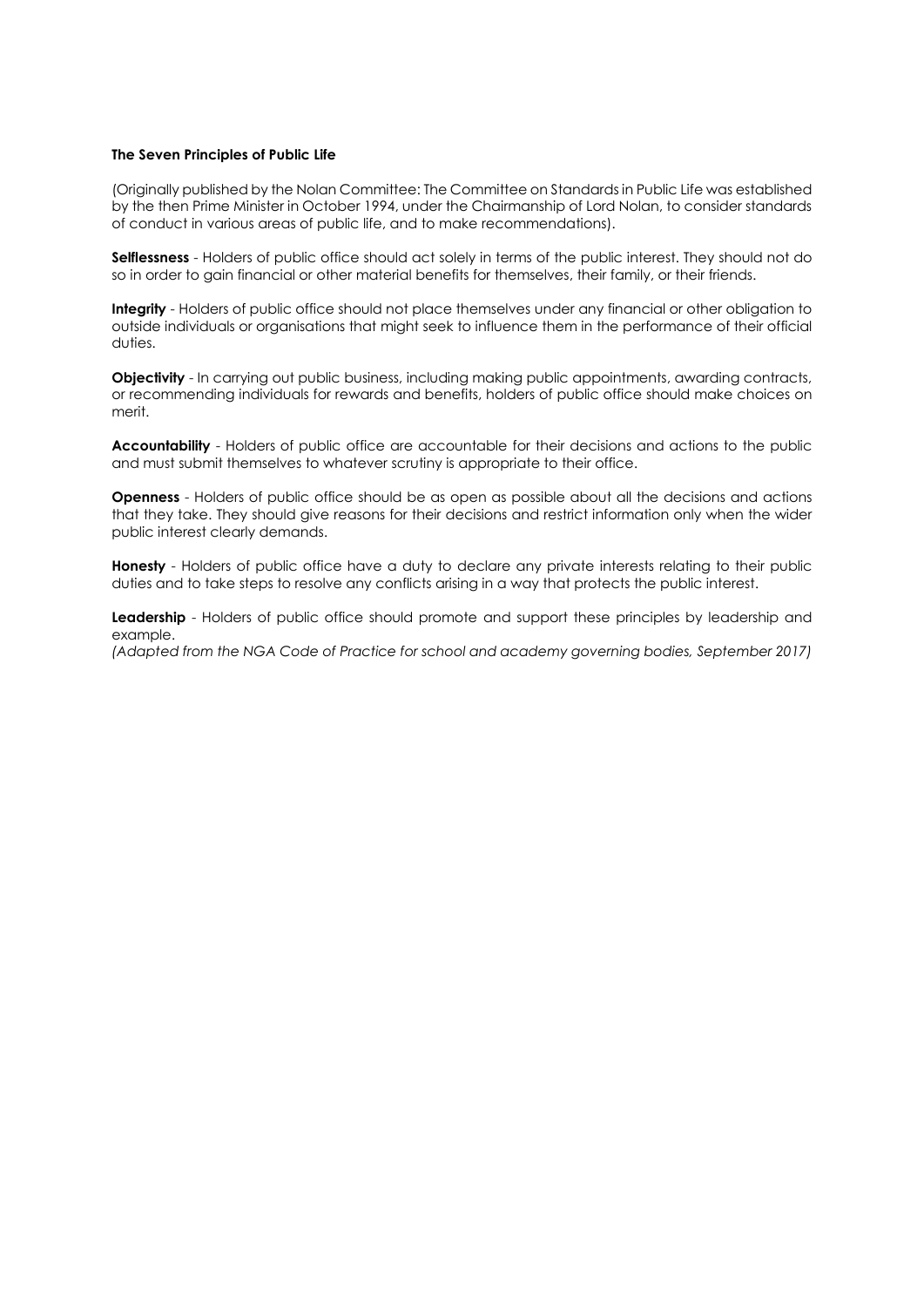**The Seven Principles of Public Life**

(Originally published by the Nolan Committee: The Committee on Standards in Public Life was established by the then Prime Minister in October 1994, under the Chairmanship of Lord Nolan, to consider standards of conduct in various areas of public life, and to make recommendations).

**Selflessness** - Holders of public office should act solely in terms of the public interest. They should not do so in order to gain financial or other material benefits for themselves, their family, or their friends.

**Integrity** - Holders of public office should not place themselves under any financial or other obligation to outside individuals or organisations that might seek to influence them in the performance of their official duties.

**Objectivity** - In carrying out public business, including making public appointments, awarding contracts, or recommending individuals for rewards and benefits, holders of public office should make choices on merit.

**Accountability** - Holders of public office are accountable for their decisions and actions to the public and must submit themselves to whatever scrutiny is appropriate to their office.

**Openness** - Holders of public office should be as open as possible about all the decisions and actions that they take. They should give reasons for their decisions and restrict information only when the wider public interest clearly demands.

**Honesty** - Holders of public office have a duty to declare any private interests relating to their public duties and to take steps to resolve any conflicts arising in a way that protects the public interest.

**Leadership** - Holders of public office should promote and support these principles by leadership and example.

*(Adapted from the NGA Code of Practice for school and academy governing bodies, September 2017)*